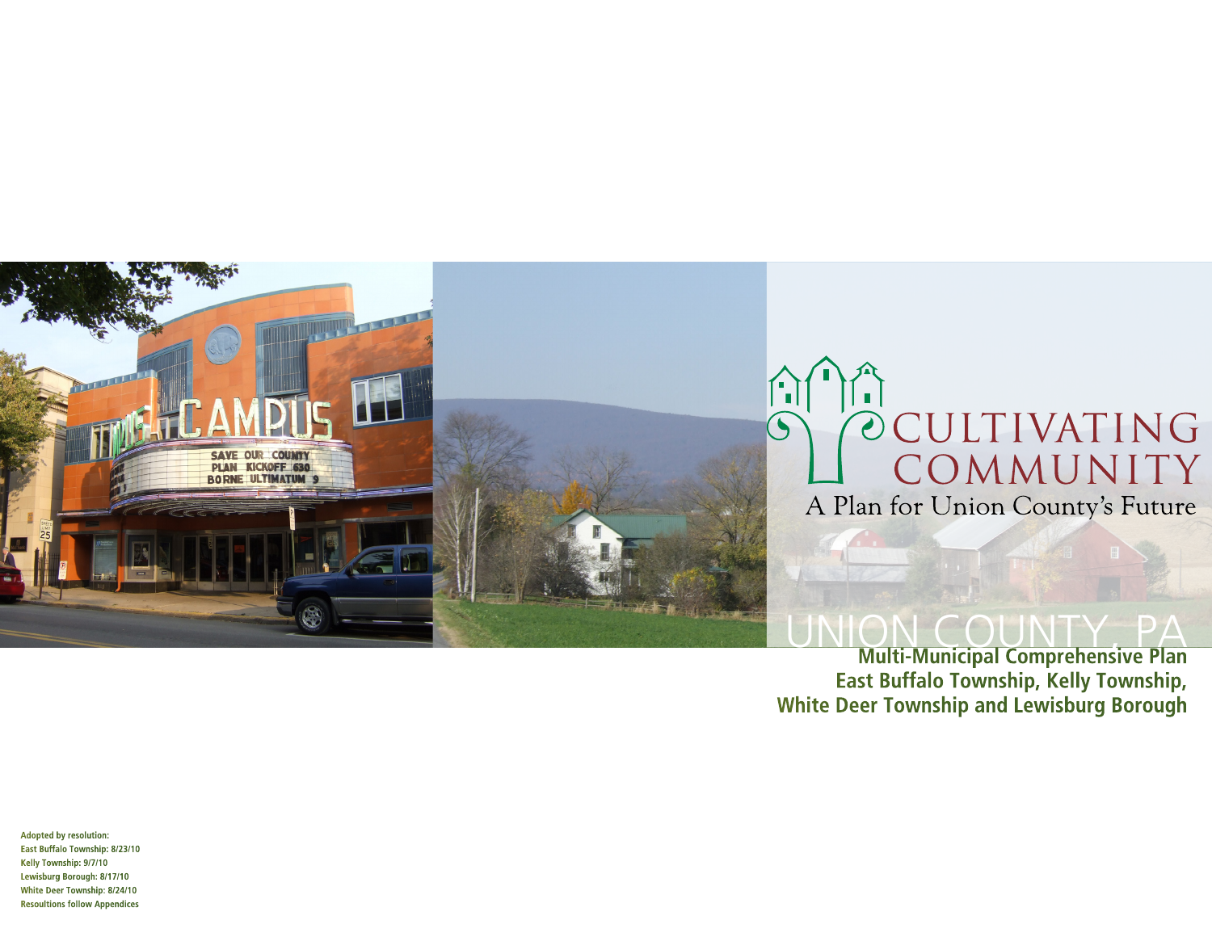# CULTIVATING COMMUNITY

## A Plan for Union County's Future

# UNION COUNTY, PA

**Multi-Municipal Comprehensive Plan**
**East Buffalo Township, Kelly Township, White Deer Township and Lewisburg Borough**

**Adopted by resolution:**
**East Buffalo Township: 8/23/10**
**Kelly Township: 9/7/10**
**Lewisburg Borough: 8/17/10**
**White Deer Township: 8/24/10**
**Resoultions follow Appendices**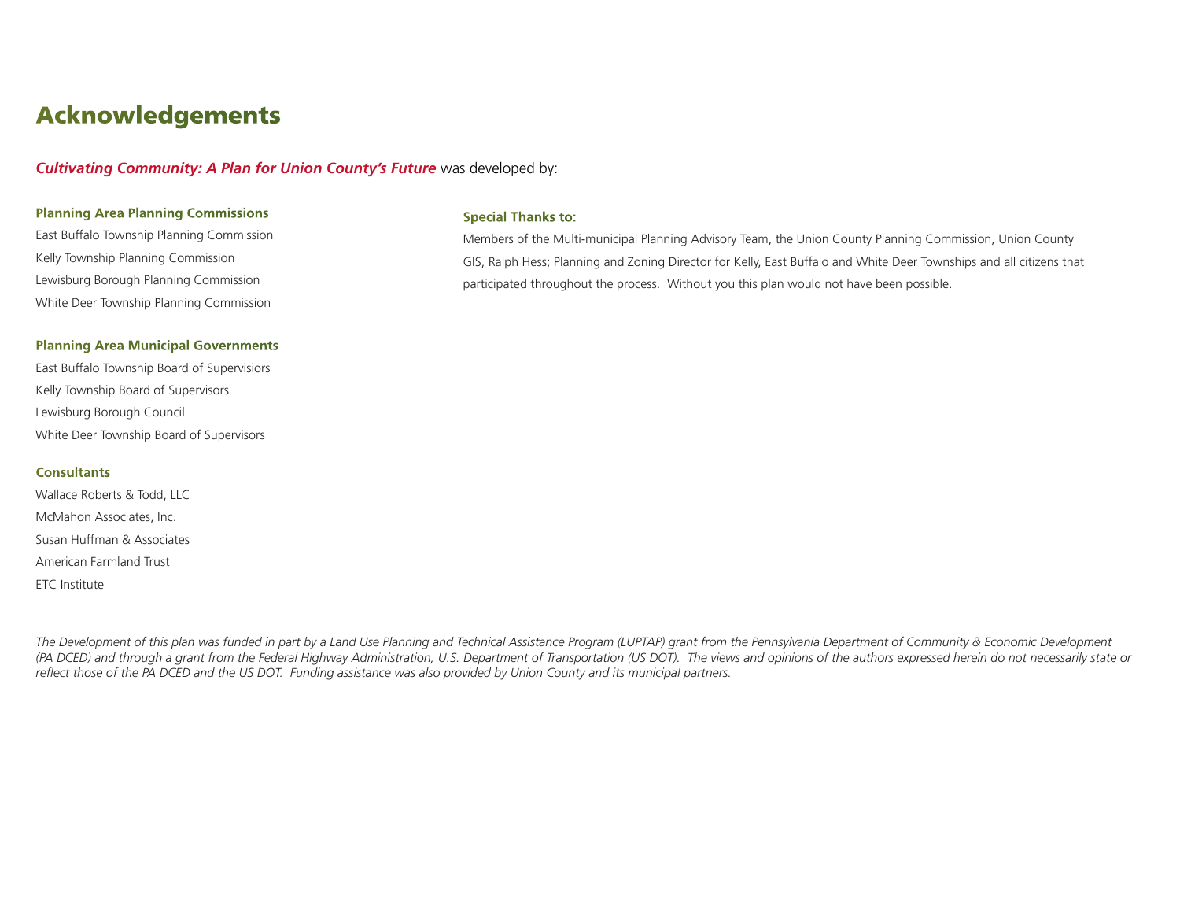# Acknowledgements

***Cultivating Community: A Plan for Union County's Future*** was developed by:

**Planning Area Planning Commissions**

East Buffalo Township Planning Commission
Kelly Township Planning Commission
Lewisburg Borough Planning Commission
White Deer Township Planning Commission

**Planning Area Municipal Governments**

East Buffalo Township Board of Supervisiors
Kelly Township Board of Supervisors
Lewisburg Borough Council
White Deer Township Board of Supervisors

**Consultants**

Wallace Roberts & Todd, LLC
McMahon Associates, Inc.
Susan Huffman & Associates
American Farmland Trust
ETC Institute

**Special Thanks to:**

Members of the Multi-municipal Planning Advisory Team, the Union County Planning Commission, Union County GIS, Ralph Hess; Planning and Zoning Director for Kelly, East Buffalo and White Deer Townships and all citizens that participated throughout the process. Without you this plan would not have been possible.

*The Development of this plan was funded in part by a Land Use Planning and Technical Assistance Program (LUPTAP) grant from the Pennsylvania Department of Community & Economic Development (PA DCED) and through a grant from the Federal Highway Administration, U.S. Department of Transportation (US DOT). The views and opinions of the authors expressed herein do not necessarily state or reflect those of the PA DCED and the US DOT. Funding assistance was also provided by Union County and its municipal partners.*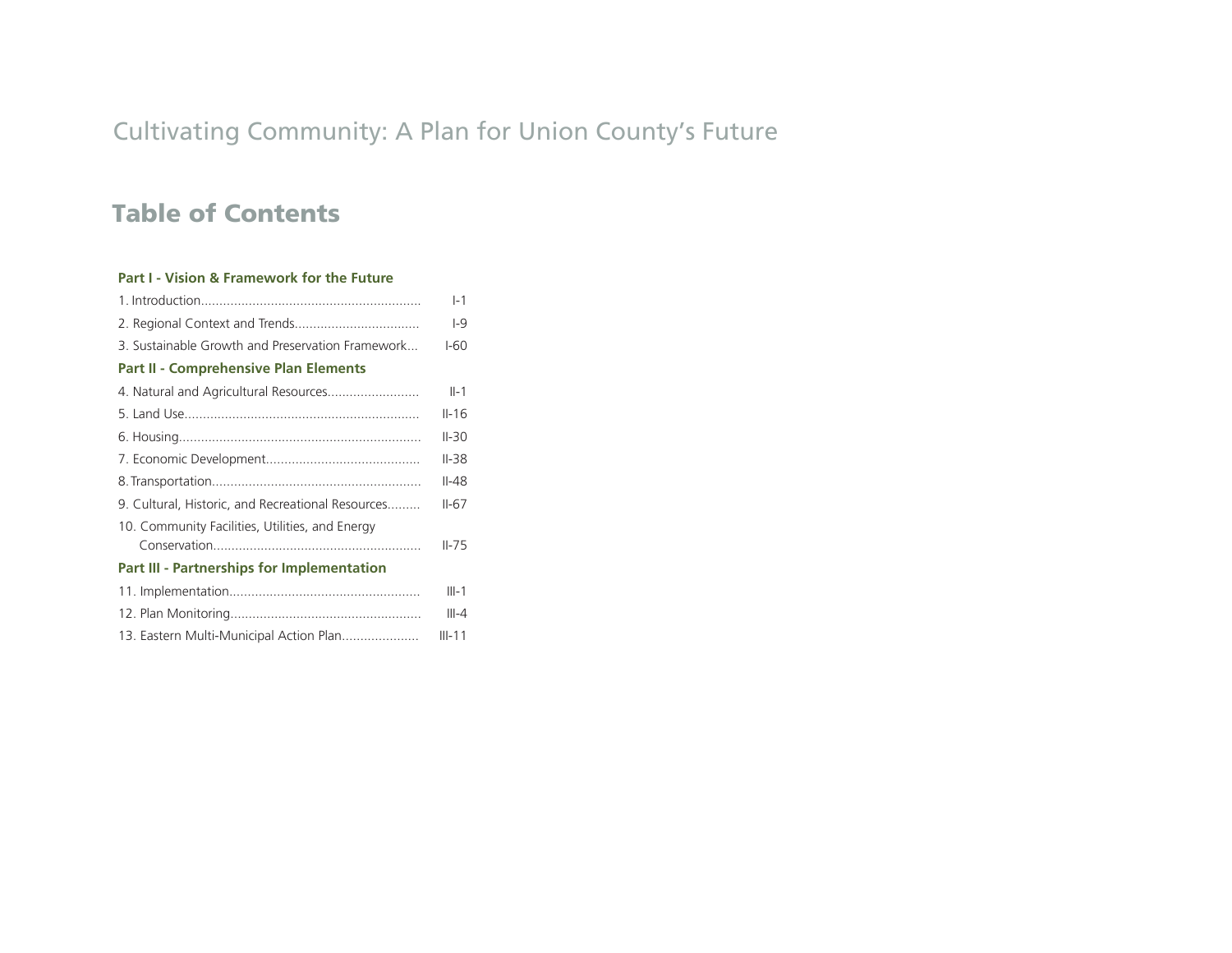Cultivating Community: A Plan for Union County's Future

# Table of Contents

**Part I - Vision & Framework for the Future**

| | |
|---|---|
| 1. Introduction | I-1 |
| 2. Regional Context and Trends | I-9 |
| 3. Sustainable Growth and Preservation Framework | I-60 |

**Part II - Comprehensive Plan Elements**

| | |
|---|---|
| 4. Natural and Agricultural Resources | II-1 |
| 5. Land Use | II-16 |
| 6. Housing | II-30 |
| 7. Economic Development | II-38 |
| 8. Transportation | II-48 |
| 9. Cultural, Historic, and Recreational Resources | II-67 |
| 10. Community Facilities, Utilities, and Energy Conservation | II-75 |

**Part III - Partnerships for Implementation**

| | |
|---|---|
| 11. Implementation | III-1 |
| 12. Plan Monitoring | III-4 |
| 13. Eastern Multi-Municipal Action Plan | III-11 |